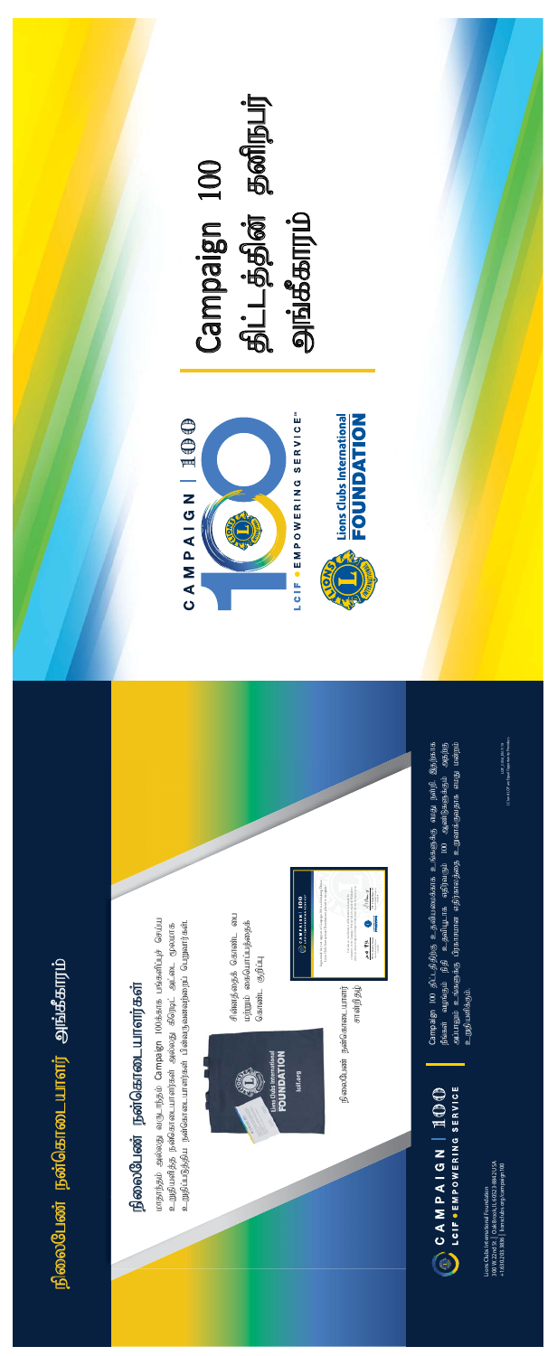# Campaign 100 திட்டத்தின் தனிநபர் அங்கீகாரம்

CAMPAIGN | 100

LCIF • EMPOWERING SERVICE™

Lions Clubs International FOUNDATION

## நிலைபேண் நன்கொடையாளர் அங்கீகாரம்

### நிலைபேண் நன்கொடையாளர்கள்

மாதாந்திரம் அல்லது வருடாந்திரம் Campaign 100க்காக பங்களிப்புச் செய்ய உறுதியளித்த நன்கொடையாளர்கள் அல்லது கிரெடிட் அட்டை மூலமாக உறுதிப்படுத்திய நன்கொடையாளர்கள் பின்வருவனவற்றைப் பெறுவார்கள்.

சின்னத்தைக் கொண்ட பை மற்றும் கையொப்பத்தைக் கொண்ட குறிப்பு

நிலைபேண் நன்கொடையாளர் சான்றிதழ்

Campaign 100 திட்டத்திற்கு உதவியமைக்காக உங்களுக்கு எமது நன்றி. இதற்காக நீங்கள் வழங்கும் நிதி உதவியுடாக எதிர்வரும் 100 ஆண்டுகளுக்கும் அதற்கு அப்பாலும் உங்களுக்கு பிரகாசமான எதிர்காலத்தை உருவாக்குவதாக எமது மனம் உறுதியளிக்கும்.

CAMPAIGN | 100

LCIF • EMPOWERING SERVICE

Lions Clubs International Foundation
300 W 22nd St | Oak Brook, IL 60523-8842 USA
+1.630.203.3836 | lionsclubs.org/campaign100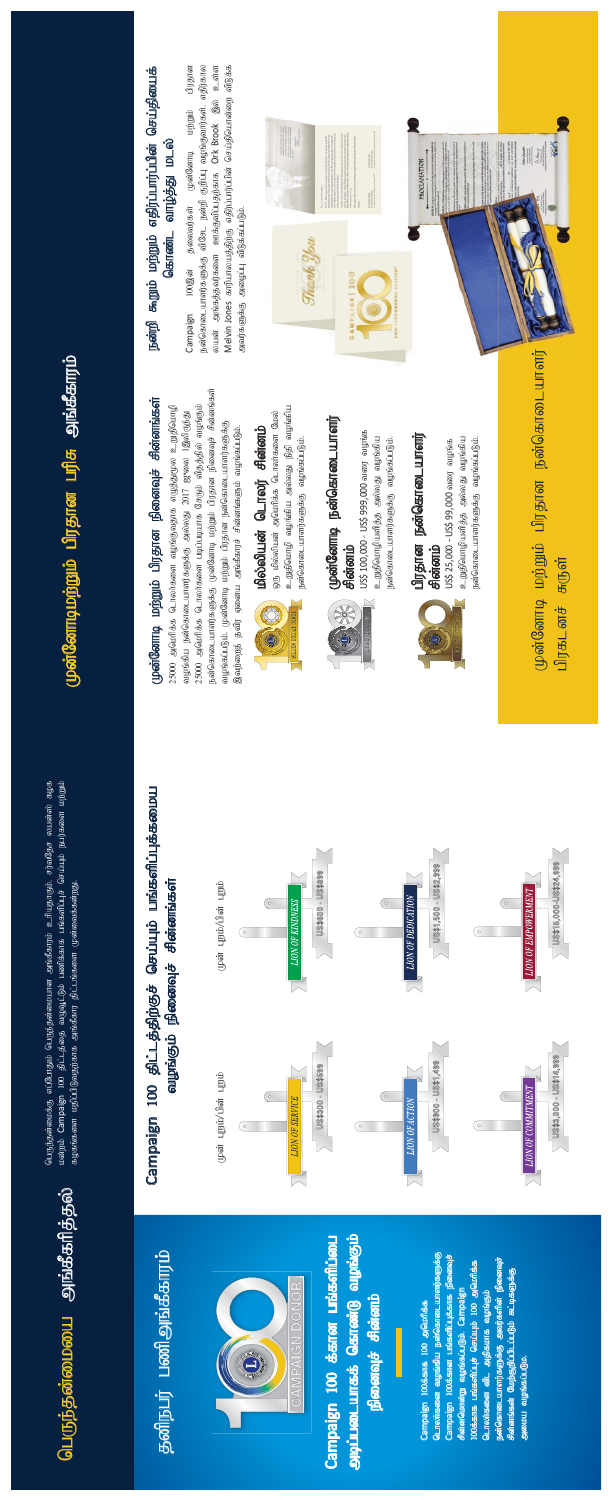# பெருந்தன்மையை அங்கீகரித்தல்

பெருந்தன்மைக்கு எப்போதும் பெருந்தன்மையான அங்கீகாரம் உரியதாகும். சர்வதேச லயன்ஸ் கழக மன்றம் Campaign 100 திட்டத்தை வழங்கும் பணிக்காக பங்களிப்புச் செய்யும் நபர்களை மற்றும் கழகங்களை மதிப்பிடுவதற்காக அங்கீகார திட்டங்களை முன்வைக்கின்றது.

## தனிநபர் பணிஅங்கீகாரம்

CAMPAIGN DONOR

### Campaign 100 க்கான பங்களிப்பை அடிப்படையாகக் கொண்டு வழங்கும் நிலைவுச் சின்னம்

Campaign 100க்காக 100 அமெரிக்க டொலர்களை வழங்கிய நன்கொடையாளருக்கு Campaign 100க்கான பங்களிப்புக்காக நிலைவுச் சின்னமொன்று வழங்கப்படும். Campaign 100க்காக பங்களிப்புச் செய்யும் 100 அமெரிக்க டொலர்களை விட அதிகமாக நன்கொடையாளர்களுக்கு அவர்களின் நிலைவுச் சின்னங்கள் மேற்கூறிப்பிடப்படும் கட்டிகளுக்கு அமைய வழங்கப்படும்.

## Campaign 100 திட்டத்திற்குச் செய்யும் பங்களிப்புக்கமைய வழங்கும் நிலைவுச் சின்னங்கள்

முன் புறம்/பின் புறம் | முன் புறம்/பின் புறம்

- LION OF SERVICE — US$300 - US$599
- LION OF KINDNESS — US$600 - US$899
- LION OF ACTION — US$900 - US$1,499
- LION OF DEDICATION — US$1,500 - US$2,999
- LION OF COMMITMENT — US$3,000 - US$14,999
- LION OF EMPOWERMENT — US$15,000-US$24,999

# முன்னோடிமற்றும் பிரதான பரிசு அங்கீகாரம்

## முன்னோடி மற்றும் பிரதான நிலைவுச் சின்னங்கள்

25000 அமெரிக்க டொலர்களை வழங்குவதாக எழுத்துமூலம் உறுதிமொழி வழங்கிய நன்கொடையாளருக்கு அல்லது 2017 ஜூலை 1இலிருந்து 25000 அமெரிக்க டொலர்களை படிப்படியாக சேர்த்து இந்நிதியில் வழங்கும் நன்கொடையாளர்களுக்கு முன்னோடி மற்றும் பிரதான நிலைவுச் சின்னங்கள் வழங்கப்படும். முன்னோடி மற்றும் பிரதான நன்கொடையாளர்களுக்கு இவ்வாறாக தனி வகைப் அங்கீகாரச் சின்னங்களும் வழங்கப்படும்.

### மில்லியன் டொலர் சின்னம்

ஒரு மில்லியன் அமெரிக்க டொலர்கள் மேல் உறுதிமொழி வழங்கிய அல்லது நிதி வழங்கிய நன்கொடையாளருக்கு வழங்கப்படும்.

### முன்னோடி நன்கொடையாளர் சின்னம்

US$ 100,000 - US$ 999,999 வரை வழங்க உறுதிமொழியளித்த அல்லது வழங்கிய நன்கொடையாளருக்கு வழங்கப்படும்.

### பிரதான நன்கொடையாளர் சின்னம்

US$ 25,000 - US$ 99,000 வரை வழங்க உறுதிமொழியளித்த அல்லது வழங்கிய நன்கொடையாளருக்கு வழங்கப்படும்.

## நன்றி கூறும் மற்றும் எதிர்பார்ப்பின் செய்தியைக் கொண்ட வாழ்த்து மடல்

Campaign 100இன் தலைவர்கள் முன்னோடி மற்றும் பிரதான நன்கொடையாளர்களுக்கு விசேட நன்றி குறிப்பு வழங்குவார்கள். எதிர்கால லயன் அங்கத்தவர்களை ஊக்கப்படுத்தும் Ork Brook இல் உள்ள Melvin Jones எதிர்பார்ப்பிற்கு எதிர்பார்ப்பின் செய்தியொன்றை விருந்து அவர்களுக்கு அனுப்பி வைக்கப்படும்.

முன்னோடி மற்றும் பிரதான நன்கொடையாளர் பிரகடனச் சுருள்